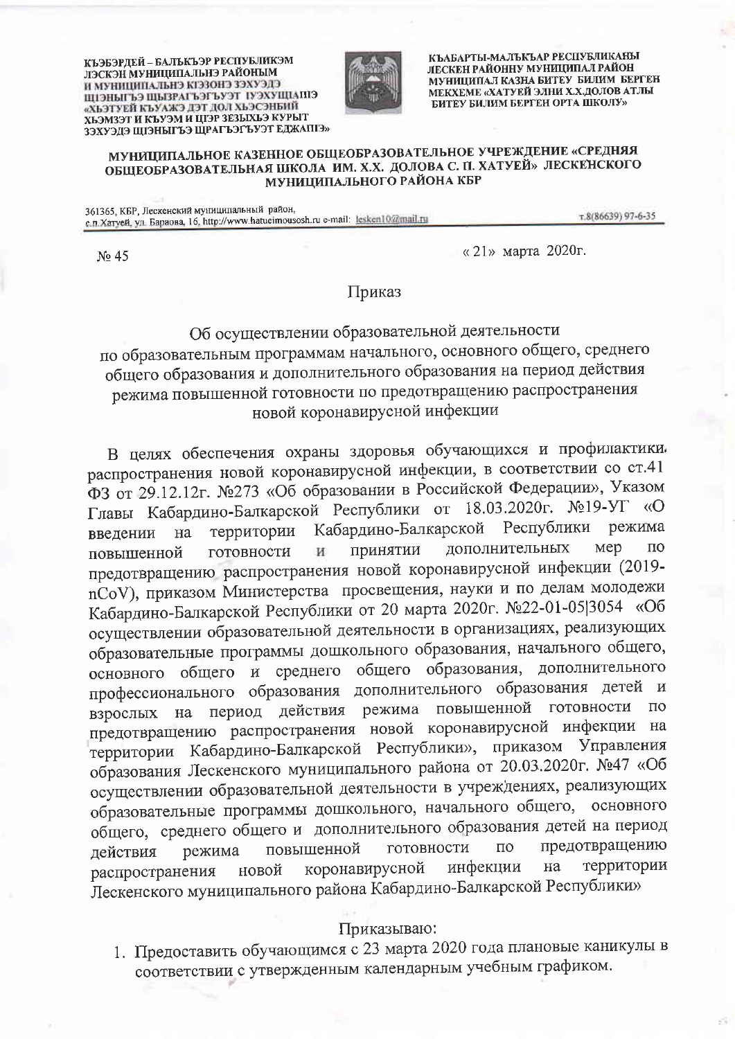КЪЭБЭРДЕЙ – БАЛЪКЪЭР РЕСПУБЛИКЭМ ЛЭСКЭН МУНИЦИПАЛЬНЭ РАЙОНЫМ И МУНИЦИПАЛЬНЭ КIЭЗОНЭ ЗЭХУЭДЭ ЩIЭНЫГЪЭ ЩЫЗРАГЪЭГЪУЭТ IУЭХУЩIАПIЭ «ХЬЭТУЕЙ КЪУАЖЭ ДЭТ ДОЛ ХЬЭСЭНБИЙ ХЬЭМЗЭТ И КЪУЭМ И ЦIЭР ЗЕЗЫХЬЭ КУРЫТ ЗЭХУЭДЭ ЩIЭНЫГЪЭ ЩРАГЪЭГЪУЭТ ЕДЖАПIЭ»

КЪАБАРТЫ-МАЛЪКЪАР РЕСПУБЛИКАНЫ ЛЕСКЕН РАЙОННУ МУНИЦИПАЛ РАЙОН МУНИЦИПАЛ КАЗНА БИТЕУ БИЛИМ БЕРГЕН МЕКХЕМЕ «ХАТУЕЙ ЭЛНИ Х.Х.ДОЛОВ АТЛЫ БИТЕУ БИЛИМ БЕРГЕН ОРТА ШКОЛУ»

**МУНИЦИПАЛЬНОЕ КАЗЕННОЕ ОБЩЕОБРАЗОВАТЕЛЬНОЕ УЧРЕЖДЕНИЕ «СРЕДНЯЯ ОБЩЕОБРАЗОВАТЕЛЬНАЯ ШКОЛА ИМ. Х.Х. ДОЛОВА С. П. ХАТУЕЙ» ЛЕСКЕНСКОГО МУНИЦИПАЛЬНОГО РАЙОНА КБР**

361365, КБР, Лескенский муниципальный район, с.п.Хатуей, ул. Бараова, 16, http://www.hatueimousosh.ru e-mail: lesken10@mail.ru т.8(86639) 97-6-35

№ 45 «21» марта 2020г.

## Приказ

### Об осуществлении образовательной деятельности по образовательным программам начального, основного общего, среднего общего образования и дополнительного образования на период действия режима повышенной готовности по предотвращению распространения новой коронавирусной инфекции

В целях обеспечения охраны здоровья обучающихся и профилактики распространения новой коронавирусной инфекции, в соответствии со ст.41 ФЗ от 29.12.12г. №273 «Об образовании в Российской Федерации», Указом Главы Кабардино-Балкарской Республики от 18.03.2020г. №19-УГ «О введении на территории Кабардино-Балкарской Республики режима повышенной готовности и принятии дополнительных мер по предотвращению распространения новой коронавирусной инфекции (2019-nCoV), приказом Министерства просвещения, науки и по делам молодежи Кабардино-Балкарской Республики от 20 марта 2020г. №22-01-05|3054 «Об осуществлении образовательной деятельности в организациях, реализующих образовательные программы дошкольного образования, начального общего, основного общего и среднего общего образования, дополнительного профессионального образования дополнительного образования детей и взрослых на период действия режима повышенной готовности по предотвращению распространения новой коронавирусной инфекции на территории Кабардино-Балкарской Республики», приказом Управления образования Лескенского муниципального района от 20.03.2020г. №47 «Об осуществлении образовательной деятельности в учреждениях, реализующих образовательные программы дошкольного, начального общего, основного общего, среднего общего и дополнительного образования детей на период действия режима повышенной готовности по предотвращению распространения новой коронавирусной инфекции на территории Лескенского муниципального района Кабардино-Балкарской Республики»

Приказываю:

1. Предоставить обучающимся с 23 марта 2020 года плановые каникулы в соответствии с утвержденным календарным учебным графиком.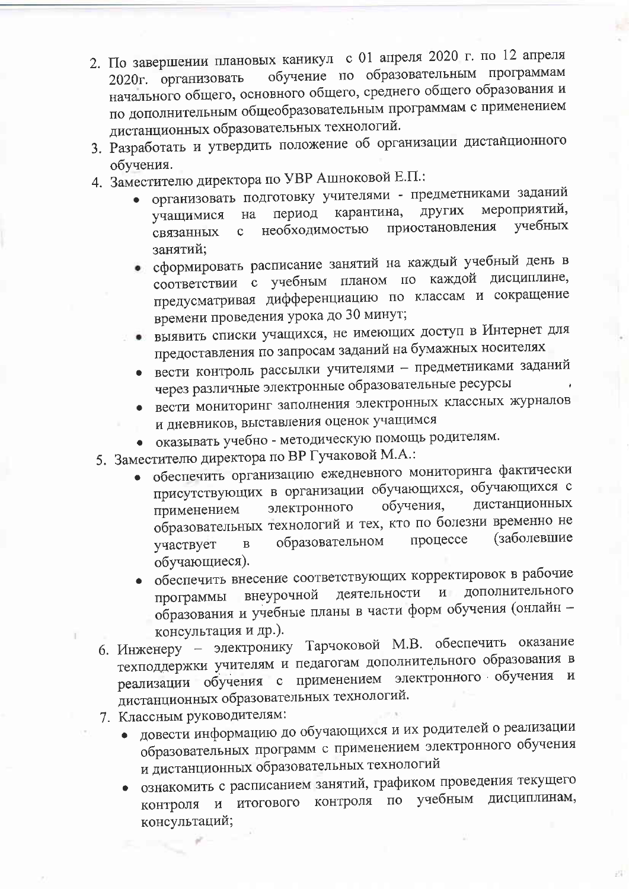2. По завершении плановых каникул с 01 апреля 2020 г. по 12 апреля 2020г. организовать обучение по образовательным программам начального общего, основного общего, среднего общего образования и по дополнительным общеобразовательным программам с применением дистанционных образовательных технологий.
3. Разработать и утвердить положение об организации дистанционного обучения.
4. Заместителю директора по УВР Ашноковой Е.П.:
   - организовать подготовку учителями - предметниками заданий учащимися на период карантина, других мероприятий, связанных с необходимостью приостановления учебных занятий;
   - сформировать расписание занятий на каждый учебный день в соответствии с учебным планом по каждой дисциплине, предусматривая дифференциацию по классам и сокращение времени проведения урока до 30 минут;
   - выявить списки учащихся, не имеющих доступ в Интернет для предоставления по запросам заданий на бумажных носителях
   - вести контроль рассылки учителями – предметниками заданий через различные электронные образовательные ресурсы
   - вести мониторинг заполнения электронных классных журналов и дневников, выставления оценок учащимся
   - оказывать учебно - методическую помощь родителям.
5. Заместителю директора по ВР Гучаковой М.А.:
   - обеспечить организацию ежедневного мониторинга фактически присутствующих в организации обучающихся, обучающихся с применением электронного обучения, дистанционных образовательных технологий и тех, кто по болезни временно не участвует в образовательном процессе (заболевшие обучающиеся).
   - обеспечить внесение соответствующих корректировок в рабочие программы внеурочной деятельности и дополнительного образования и учебные планы в части форм обучения (онлайн – консультация и др.).
6. Инженеру – электронику Тарчоковой М.В. обеспечить оказание техподдержки учителям и педагогам дополнительного образования в реализации обучения с применением электронного обучения и дистанционных образовательных технологий.
7. Классным руководителям:
   - довести информацию до обучающихся и их родителей о реализации образовательных программ с применением электронного обучения и дистанционных образовательных технологий
   - ознакомить с расписанием занятий, графиком проведения текущего контроля и итогового контроля по учебным дисциплинам, консультаций;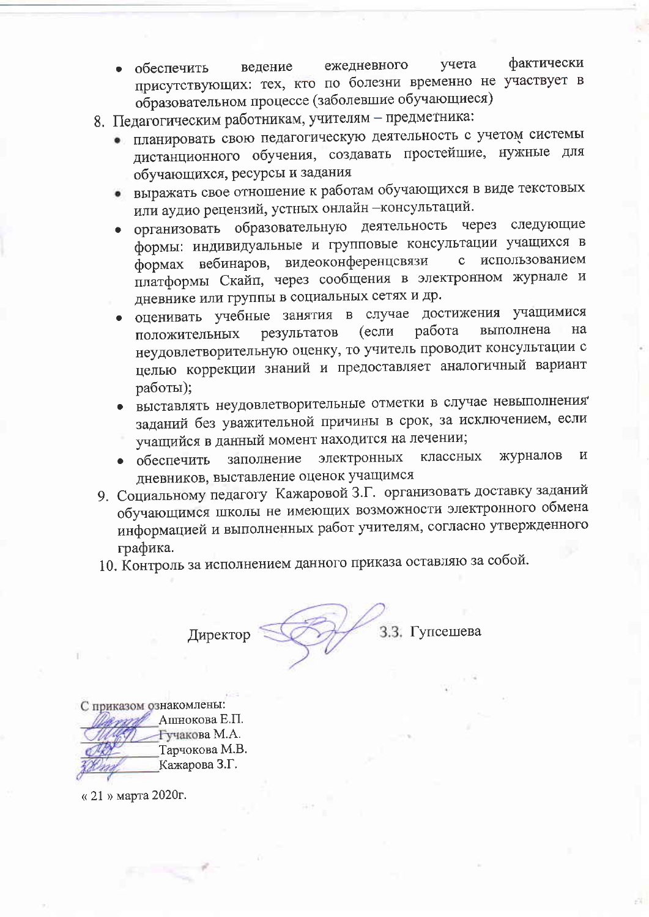- обеспечить ведение ежедневного учета фактически присутствующих: тех, кто по болезни временно не участвует в образовательном процессе (заболевшие обучающиеся)

8. Педагогическим работникам, учителям – предметника:
   - планировать свою педагогическую деятельность с учетом системы дистанционного обучения, создавать простейшие, нужные для обучающихся, ресурсы и задания
   - выражать свое отношение к работам обучающихся в виде текстовых или аудио рецензий, устных онлайн –консультаций.
   - организовать образовательную деятельность через следующие формы: индивидуальные и групповые консультации учащихся в формах вебинаров, видеоконференцсвязи с использованием платформы Скайп, через сообщения в электронном журнале и дневнике или группы в социальных сетях и др.
   - оценивать учебные занятия в случае достижения учащимися положительных результатов (если работа выполнена на неудовлетворительную оценку, то учитель проводит консультации с целью коррекции знаний и предоставляет аналогичный вариант работы);
   - выставлять неудовлетворительные отметки в случае невыполнения заданий без уважительной причины в срок, за исключением, если учащийся в данный момент находится на лечении;
   - обеспечить заполнение электронных классных журналов и дневников, выставление оценок учащимся

9. Социальному педагогу Кажаровой З.Г. организовать доставку заданий обучающимся школы не имеющих возможности электронного обмена информацией и выполненных работ учителям, согласно утвержденного графика.

10. Контроль за исполнением данного приказа оставляю за собой.

Директор З.З. Гупсешева

С приказом ознакомлены:

\_\_\_\_\_\_\_\_\_\_ Ашнокова Е.П.

\_\_\_\_\_\_\_\_\_\_ Гучакова М.А.

\_\_\_\_\_\_\_\_\_\_ Тарчокова М.В.

\_\_\_\_\_\_\_\_\_\_ Кажарова З.Г.

« 21 » марта 2020г.